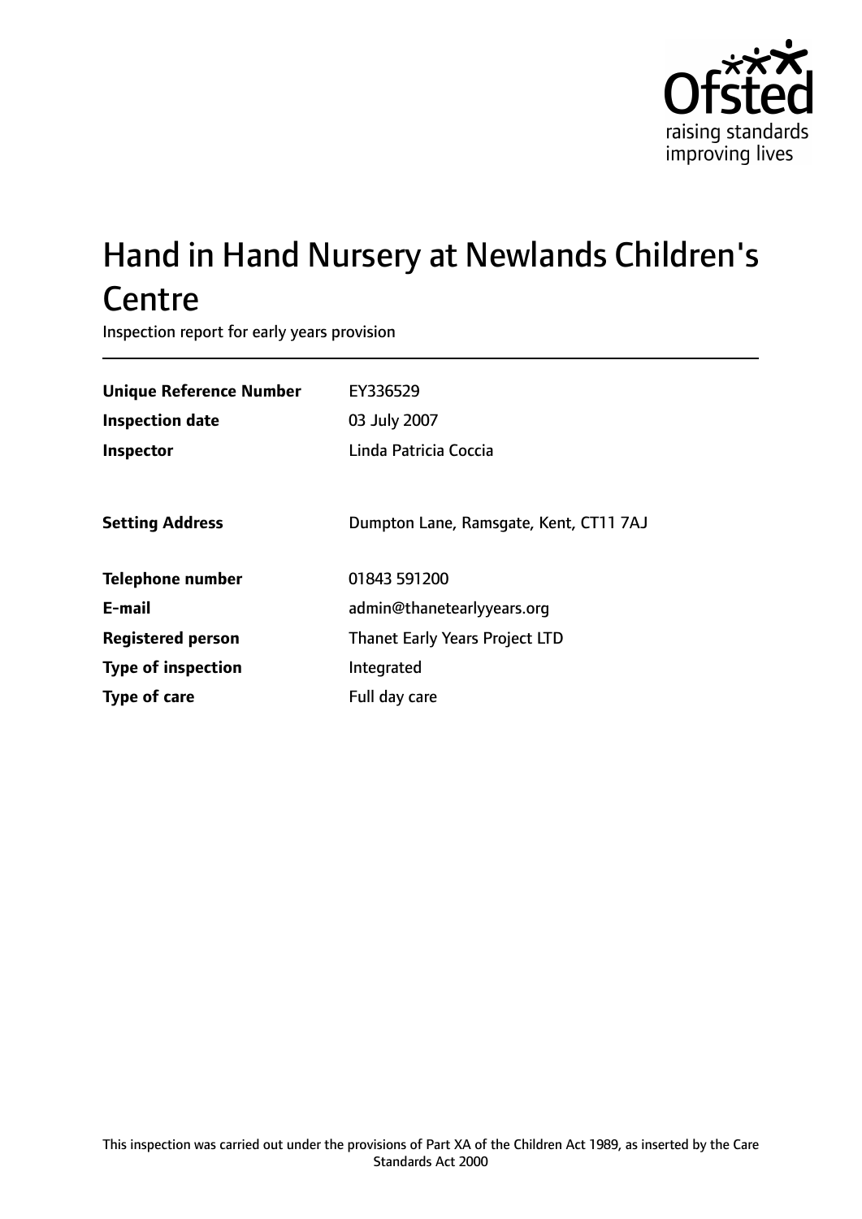# Hand in Hand Nursery at Newlands Children's Centre

Inspection report for early years provision

| | |
|---|---|
| **Unique Reference Number** | EY336529 |
| **Inspection date** | 03 July 2007 |
| **Inspector** | Linda Patricia Coccia |
| | |
| **Setting Address** | Dumpton Lane, Ramsgate, Kent, CT11 7AJ |
| | |
| **Telephone number** | 01843 591200 |
| **E-mail** | admin@thanetearlyyears.org |
| **Registered person** | Thanet Early Years Project LTD |
| **Type of inspection** | Integrated |
| **Type of care** | Full day care |

This inspection was carried out under the provisions of Part XA of the Children Act 1989, as inserted by the Care Standards Act 2000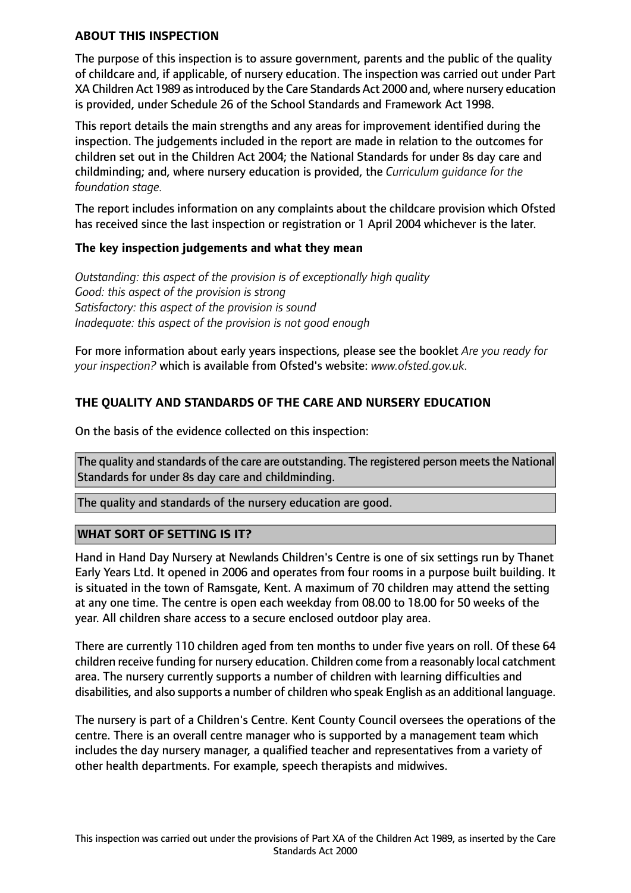## ABOUT THIS INSPECTION

The purpose of this inspection is to assure government, parents and the public of the quality of childcare and, if applicable, of nursery education. The inspection was carried out under Part XA Children Act 1989 as introduced by the Care Standards Act 2000 and, where nursery education is provided, under Schedule 26 of the School Standards and Framework Act 1998.

This report details the main strengths and any areas for improvement identified during the inspection. The judgements included in the report are made in relation to the outcomes for children set out in the Children Act 2004; the National Standards for under 8s day care and childminding; and, where nursery education is provided, the *Curriculum guidance for the foundation stage.*

The report includes information on any complaints about the childcare provision which Ofsted has received since the last inspection or registration or 1 April 2004 whichever is the later.

### The key inspection judgements and what they mean

*Outstanding: this aspect of the provision is of exceptionally high quality*
*Good: this aspect of the provision is strong*
*Satisfactory: this aspect of the provision is sound*
*Inadequate: this aspect of the provision is not good enough*

For more information about early years inspections, please see the booklet *Are you ready for your inspection?* which is available from Ofsted's website: *www.ofsted.gov.uk.*

## THE QUALITY AND STANDARDS OF THE CARE AND NURSERY EDUCATION

On the basis of the evidence collected on this inspection:

The quality and standards of the care are outstanding. The registered person meets the National Standards for under 8s day care and childminding.

The quality and standards of the nursery education are good.

## WHAT SORT OF SETTING IS IT?

Hand in Hand Day Nursery at Newlands Children's Centre is one of six settings run by Thanet Early Years Ltd. It opened in 2006 and operates from four rooms in a purpose built building. It is situated in the town of Ramsgate, Kent. A maximum of 70 children may attend the setting at any one time. The centre is open each weekday from 08.00 to 18.00 for 50 weeks of the year. All children share access to a secure enclosed outdoor play area.

There are currently 110 children aged from ten months to under five years on roll. Of these 64 children receive funding for nursery education. Children come from a reasonably local catchment area. The nursery currently supports a number of children with learning difficulties and disabilities, and also supports a number of children who speak English as an additional language.

The nursery is part of a Children's Centre. Kent County Council oversees the operations of the centre. There is an overall centre manager who is supported by a management team which includes the day nursery manager, a qualified teacher and representatives from a variety of other health departments. For example, speech therapists and midwives.

This inspection was carried out under the provisions of Part XA of the Children Act 1989, as inserted by the Care Standards Act 2000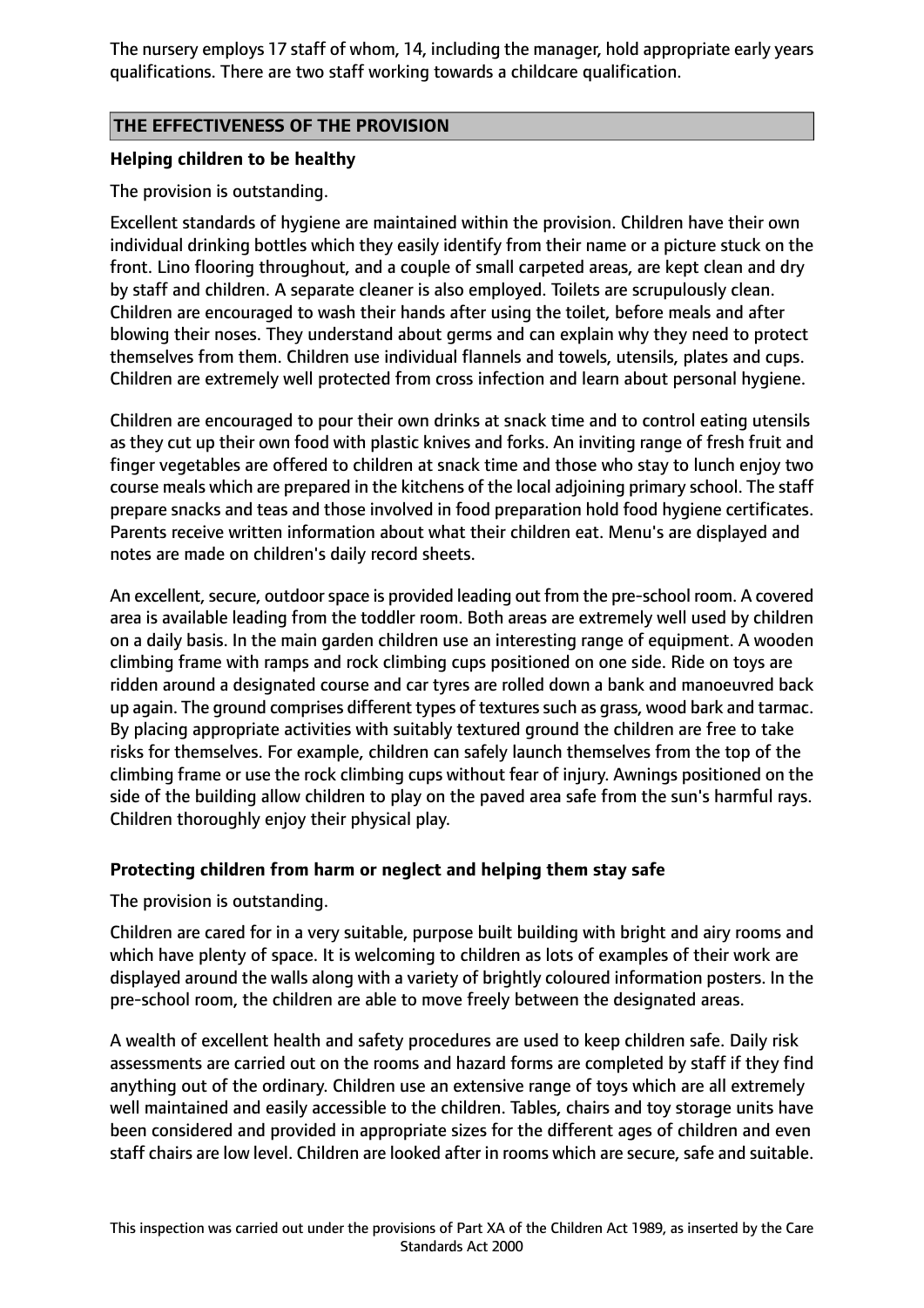The nursery employs 17 staff of whom, 14, including the manager, hold appropriate early years qualifications. There are two staff working towards a childcare qualification.

## THE EFFECTIVENESS OF THE PROVISION

### Helping children to be healthy

The provision is outstanding.

Excellent standards of hygiene are maintained within the provision. Children have their own individual drinking bottles which they easily identify from their name or a picture stuck on the front. Lino flooring throughout, and a couple of small carpeted areas, are kept clean and dry by staff and children. A separate cleaner is also employed. Toilets are scrupulously clean. Children are encouraged to wash their hands after using the toilet, before meals and after blowing their noses. They understand about germs and can explain why they need to protect themselves from them. Children use individual flannels and towels, utensils, plates and cups. Children are extremely well protected from cross infection and learn about personal hygiene.

Children are encouraged to pour their own drinks at snack time and to control eating utensils as they cut up their own food with plastic knives and forks. An inviting range of fresh fruit and finger vegetables are offered to children at snack time and those who stay to lunch enjoy two course meals which are prepared in the kitchens of the local adjoining primary school. The staff prepare snacks and teas and those involved in food preparation hold food hygiene certificates. Parents receive written information about what their children eat. Menu's are displayed and notes are made on children's daily record sheets.

An excellent, secure, outdoor space is provided leading out from the pre-school room. A covered area is available leading from the toddler room. Both areas are extremely well used by children on a daily basis. In the main garden children use an interesting range of equipment. A wooden climbing frame with ramps and rock climbing cups positioned on one side. Ride on toys are ridden around a designated course and car tyres are rolled down a bank and manoeuvred back up again. The ground comprises different types of textures such as grass, wood bark and tarmac. By placing appropriate activities with suitably textured ground the children are free to take risks for themselves. For example, children can safely launch themselves from the top of the climbing frame or use the rock climbing cups without fear of injury. Awnings positioned on the side of the building allow children to play on the paved area safe from the sun's harmful rays. Children thoroughly enjoy their physical play.

### Protecting children from harm or neglect and helping them stay safe

The provision is outstanding.

Children are cared for in a very suitable, purpose built building with bright and airy rooms and which have plenty of space. It is welcoming to children as lots of examples of their work are displayed around the walls along with a variety of brightly coloured information posters. In the pre-school room, the children are able to move freely between the designated areas.

A wealth of excellent health and safety procedures are used to keep children safe. Daily risk assessments are carried out on the rooms and hazard forms are completed by staff if they find anything out of the ordinary. Children use an extensive range of toys which are all extremely well maintained and easily accessible to the children. Tables, chairs and toy storage units have been considered and provided in appropriate sizes for the different ages of children and even staff chairs are low level. Children are looked after in rooms which are secure, safe and suitable.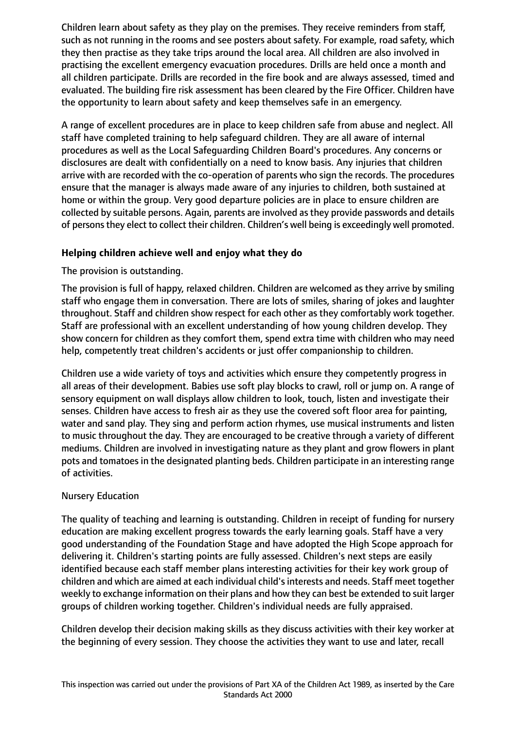Children learn about safety as they play on the premises. They receive reminders from staff, such as not running in the rooms and see posters about safety. For example, road safety, which they then practise as they take trips around the local area. All children are also involved in practising the excellent emergency evacuation procedures. Drills are held once a month and all children participate. Drills are recorded in the fire book and are always assessed, timed and evaluated. The building fire risk assessment has been cleared by the Fire Officer. Children have the opportunity to learn about safety and keep themselves safe in an emergency.

A range of excellent procedures are in place to keep children safe from abuse and neglect. All staff have completed training to help safeguard children. They are all aware of internal procedures as well as the Local Safeguarding Children Board's procedures. Any concerns or disclosures are dealt with confidentially on a need to know basis. Any injuries that children arrive with are recorded with the co-operation of parents who sign the records. The procedures ensure that the manager is always made aware of any injuries to children, both sustained at home or within the group. Very good departure policies are in place to ensure children are collected by suitable persons. Again, parents are involved as they provide passwords and details of persons they elect to collect their children. Children's well being is exceedingly well promoted.

**Helping children achieve well and enjoy what they do**

The provision is outstanding.

The provision is full of happy, relaxed children. Children are welcomed as they arrive by smiling staff who engage them in conversation. There are lots of smiles, sharing of jokes and laughter throughout. Staff and children show respect for each other as they comfortably work together. Staff are professional with an excellent understanding of how young children develop. They show concern for children as they comfort them, spend extra time with children who may need help, competently treat children's accidents or just offer companionship to children.

Children use a wide variety of toys and activities which ensure they competently progress in all areas of their development. Babies use soft play blocks to crawl, roll or jump on. A range of sensory equipment on wall displays allow children to look, touch, listen and investigate their senses. Children have access to fresh air as they use the covered soft floor area for painting, water and sand play. They sing and perform action rhymes, use musical instruments and listen to music throughout the day. They are encouraged to be creative through a variety of different mediums. Children are involved in investigating nature as they plant and grow flowers in plant pots and tomatoes in the designated planting beds. Children participate in an interesting range of activities.

Nursery Education

The quality of teaching and learning is outstanding. Children in receipt of funding for nursery education are making excellent progress towards the early learning goals. Staff have a very good understanding of the Foundation Stage and have adopted the High Scope approach for delivering it. Children's starting points are fully assessed. Children's next steps are easily identified because each staff member plans interesting activities for their key work group of children and which are aimed at each individual child's interests and needs. Staff meet together weekly to exchange information on their plans and how they can best be extended to suit larger groups of children working together. Children's individual needs are fully appraised.

Children develop their decision making skills as they discuss activities with their key worker at the beginning of every session. They choose the activities they want to use and later, recall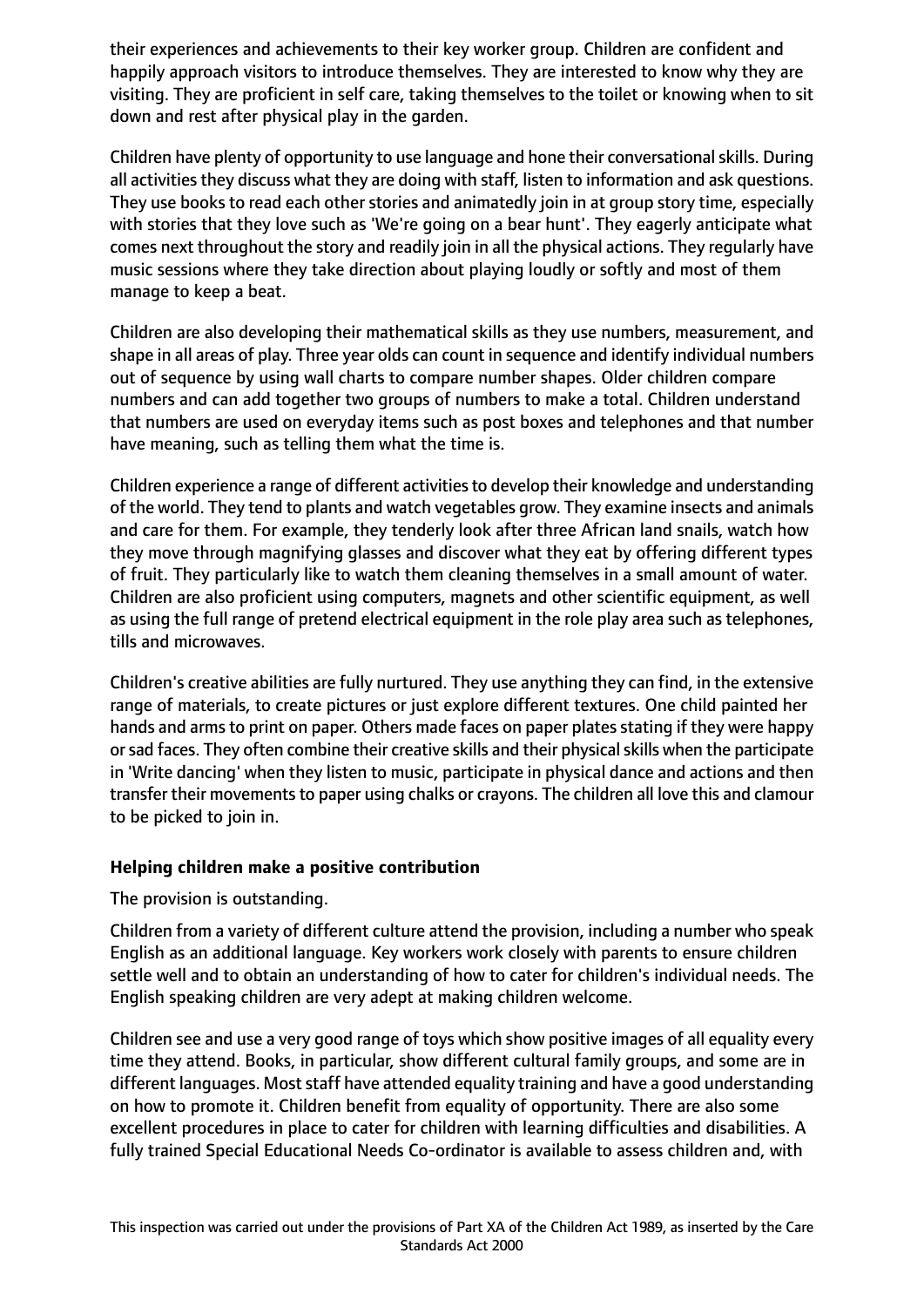their experiences and achievements to their key worker group. Children are confident and happily approach visitors to introduce themselves. They are interested to know why they are visiting. They are proficient in self care, taking themselves to the toilet or knowing when to sit down and rest after physical play in the garden.

Children have plenty of opportunity to use language and hone their conversational skills. During all activities they discuss what they are doing with staff, listen to information and ask questions. They use books to read each other stories and animatedly join in at group story time, especially with stories that they love such as 'We're going on a bear hunt'. They eagerly anticipate what comes next throughout the story and readily join in all the physical actions. They regularly have music sessions where they take direction about playing loudly or softly and most of them manage to keep a beat.

Children are also developing their mathematical skills as they use numbers, measurement, and shape in all areas of play. Three year olds can count in sequence and identify individual numbers out of sequence by using wall charts to compare number shapes. Older children compare numbers and can add together two groups of numbers to make a total. Children understand that numbers are used on everyday items such as post boxes and telephones and that number have meaning, such as telling them what the time is.

Children experience a range of different activities to develop their knowledge and understanding of the world. They tend to plants and watch vegetables grow. They examine insects and animals and care for them. For example, they tenderly look after three African land snails, watch how they move through magnifying glasses and discover what they eat by offering different types of fruit. They particularly like to watch them cleaning themselves in a small amount of water. Children are also proficient using computers, magnets and other scientific equipment, as well as using the full range of pretend electrical equipment in the role play area such as telephones, tills and microwaves.

Children's creative abilities are fully nurtured. They use anything they can find, in the extensive range of materials, to create pictures or just explore different textures. One child painted her hands and arms to print on paper. Others made faces on paper plates stating if they were happy or sad faces. They often combine their creative skills and their physical skills when the participate in 'Write dancing' when they listen to music, participate in physical dance and actions and then transfer their movements to paper using chalks or crayons. The children all love this and clamour to be picked to join in.

## Helping children make a positive contribution

The provision is outstanding.

Children from a variety of different culture attend the provision, including a number who speak English as an additional language. Key workers work closely with parents to ensure children settle well and to obtain an understanding of how to cater for children's individual needs. The English speaking children are very adept at making children welcome.

Children see and use a very good range of toys which show positive images of all equality every time they attend. Books, in particular, show different cultural family groups, and some are in different languages. Most staff have attended equality training and have a good understanding on how to promote it. Children benefit from equality of opportunity. There are also some excellent procedures in place to cater for children with learning difficulties and disabilities. A fully trained Special Educational Needs Co-ordinator is available to assess children and, with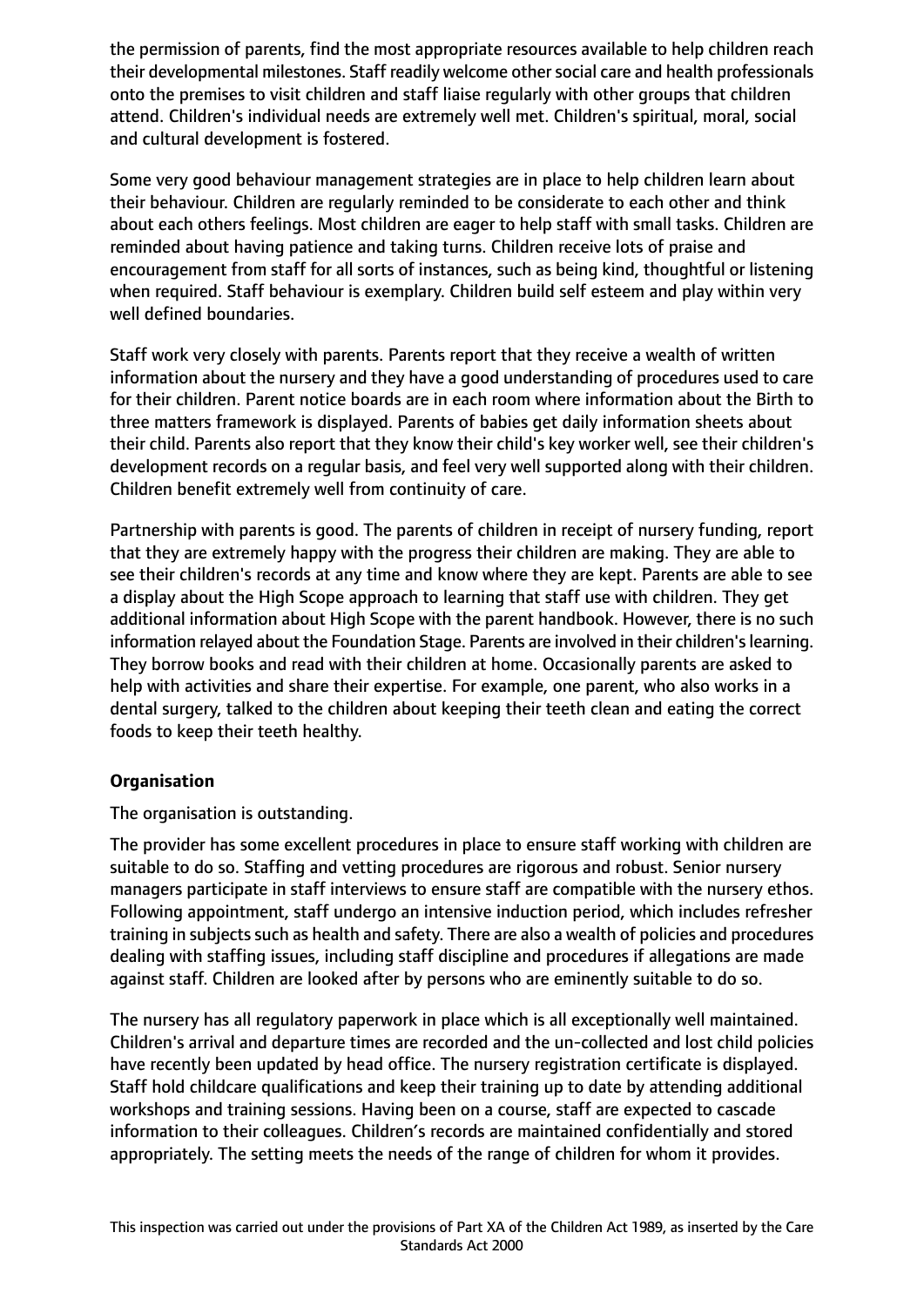the permission of parents, find the most appropriate resources available to help children reach their developmental milestones. Staff readily welcome other social care and health professionals onto the premises to visit children and staff liaise regularly with other groups that children attend. Children's individual needs are extremely well met. Children's spiritual, moral, social and cultural development is fostered.

Some very good behaviour management strategies are in place to help children learn about their behaviour. Children are regularly reminded to be considerate to each other and think about each others feelings. Most children are eager to help staff with small tasks. Children are reminded about having patience and taking turns. Children receive lots of praise and encouragement from staff for all sorts of instances, such as being kind, thoughtful or listening when required. Staff behaviour is exemplary. Children build self esteem and play within very well defined boundaries.

Staff work very closely with parents. Parents report that they receive a wealth of written information about the nursery and they have a good understanding of procedures used to care for their children. Parent notice boards are in each room where information about the Birth to three matters framework is displayed. Parents of babies get daily information sheets about their child. Parents also report that they know their child's key worker well, see their children's development records on a regular basis, and feel very well supported along with their children. Children benefit extremely well from continuity of care.

Partnership with parents is good. The parents of children in receipt of nursery funding, report that they are extremely happy with the progress their children are making. They are able to see their children's records at any time and know where they are kept. Parents are able to see a display about the High Scope approach to learning that staff use with children. They get additional information about High Scope with the parent handbook. However, there is no such information relayed about the Foundation Stage. Parents are involved in their children's learning. They borrow books and read with their children at home. Occasionally parents are asked to help with activities and share their expertise. For example, one parent, who also works in a dental surgery, talked to the children about keeping their teeth clean and eating the correct foods to keep their teeth healthy.

**Organisation**

The organisation is outstanding.

The provider has some excellent procedures in place to ensure staff working with children are suitable to do so. Staffing and vetting procedures are rigorous and robust. Senior nursery managers participate in staff interviews to ensure staff are compatible with the nursery ethos. Following appointment, staff undergo an intensive induction period, which includes refresher training in subjects such as health and safety. There are also a wealth of policies and procedures dealing with staffing issues, including staff discipline and procedures if allegations are made against staff. Children are looked after by persons who are eminently suitable to do so.

The nursery has all regulatory paperwork in place which is all exceptionally well maintained. Children's arrival and departure times are recorded and the un-collected and lost child policies have recently been updated by head office. The nursery registration certificate is displayed. Staff hold childcare qualifications and keep their training up to date by attending additional workshops and training sessions. Having been on a course, staff are expected to cascade information to their colleagues. Children's records are maintained confidentially and stored appropriately. The setting meets the needs of the range of children for whom it provides.

This inspection was carried out under the provisions of Part XA of the Children Act 1989, as inserted by the Care Standards Act 2000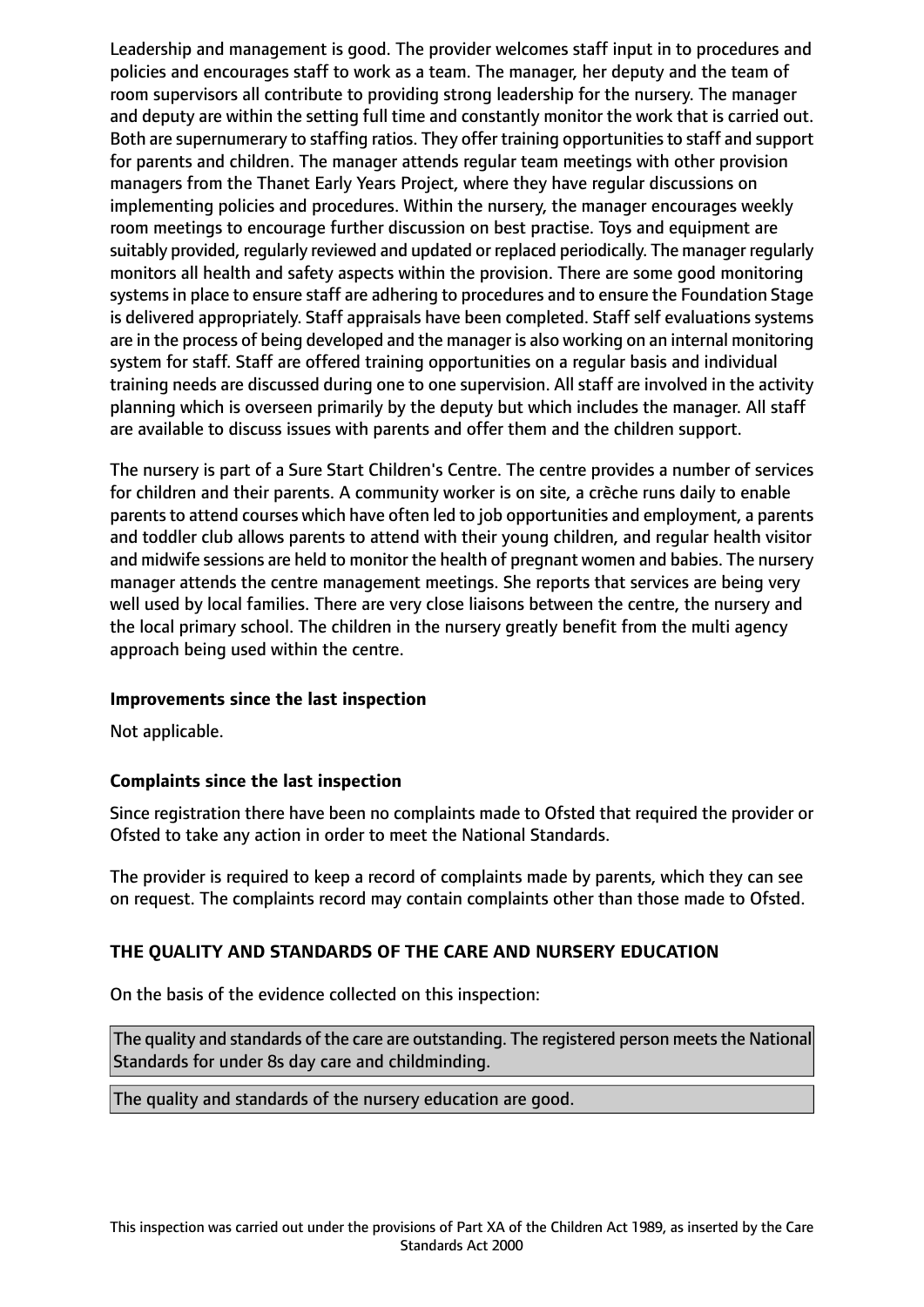Leadership and management is good. The provider welcomes staff input in to procedures and policies and encourages staff to work as a team. The manager, her deputy and the team of room supervisors all contribute to providing strong leadership for the nursery. The manager and deputy are within the setting full time and constantly monitor the work that is carried out. Both are supernumerary to staffing ratios. They offer training opportunities to staff and support for parents and children. The manager attends regular team meetings with other provision managers from the Thanet Early Years Project, where they have regular discussions on implementing policies and procedures. Within the nursery, the manager encourages weekly room meetings to encourage further discussion on best practise. Toys and equipment are suitably provided, regularly reviewed and updated or replaced periodically. The manager regularly monitors all health and safety aspects within the provision. There are some good monitoring systems in place to ensure staff are adhering to procedures and to ensure the Foundation Stage is delivered appropriately. Staff appraisals have been completed. Staff self evaluations systems are in the process of being developed and the manager is also working on an internal monitoring system for staff. Staff are offered training opportunities on a regular basis and individual training needs are discussed during one to one supervision. All staff are involved in the activity planning which is overseen primarily by the deputy but which includes the manager. All staff are available to discuss issues with parents and offer them and the children support.

The nursery is part of a Sure Start Children's Centre. The centre provides a number of services for children and their parents. A community worker is on site, a crèche runs daily to enable parents to attend courses which have often led to job opportunities and employment, a parents and toddler club allows parents to attend with their young children, and regular health visitor and midwife sessions are held to monitor the health of pregnant women and babies. The nursery manager attends the centre management meetings. She reports that services are being very well used by local families. There are very close liaisons between the centre, the nursery and the local primary school. The children in the nursery greatly benefit from the multi agency approach being used within the centre.

**Improvements since the last inspection**

Not applicable.

**Complaints since the last inspection**

Since registration there have been no complaints made to Ofsted that required the provider or Ofsted to take any action in order to meet the National Standards.

The provider is required to keep a record of complaints made by parents, which they can see on request. The complaints record may contain complaints other than those made to Ofsted.

## THE QUALITY AND STANDARDS OF THE CARE AND NURSERY EDUCATION

On the basis of the evidence collected on this inspection:

The quality and standards of the care are outstanding. The registered person meets the National Standards for under 8s day care and childminding.

The quality and standards of the nursery education are good.

This inspection was carried out under the provisions of Part XA of the Children Act 1989, as inserted by the Care Standards Act 2000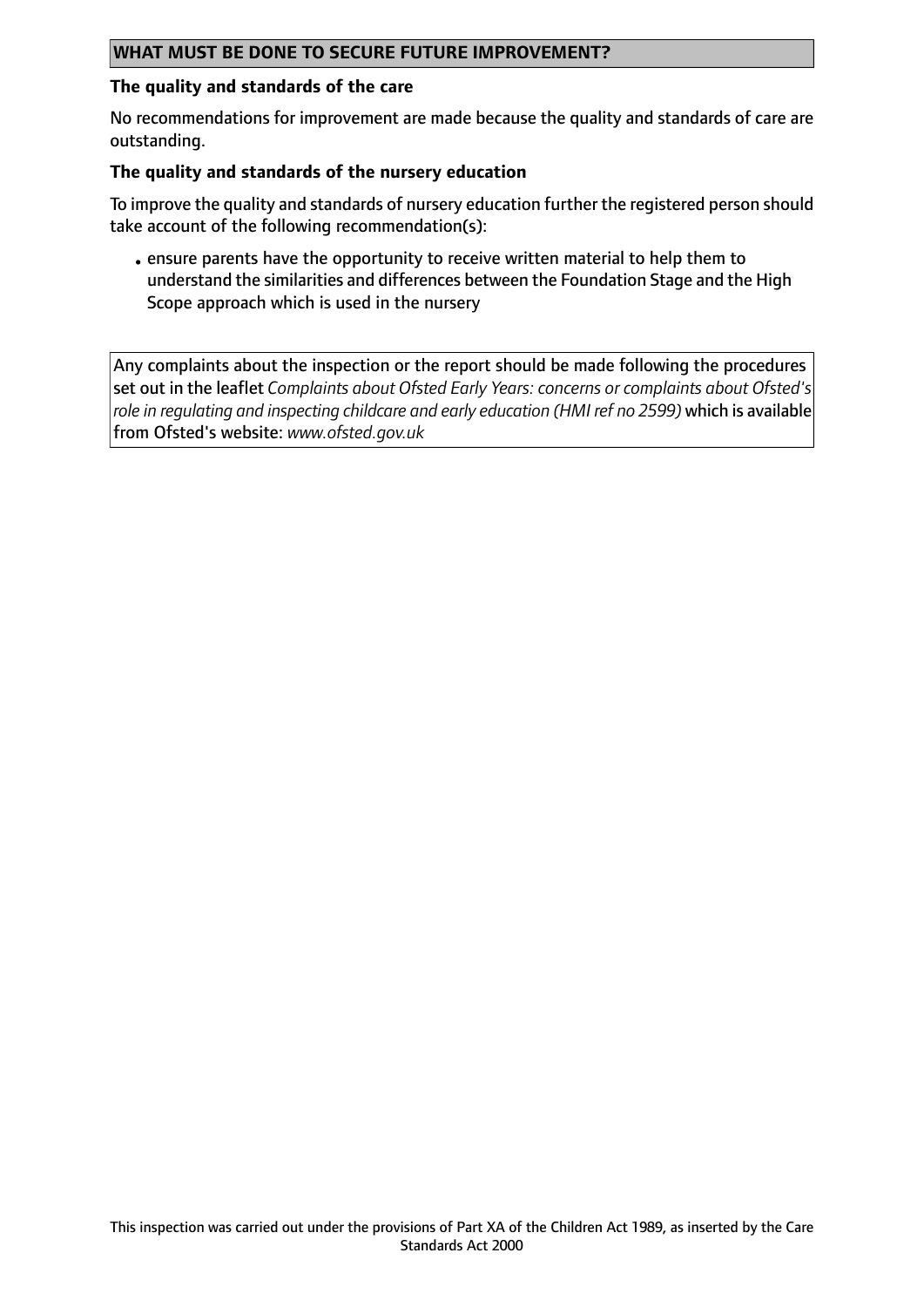## WHAT MUST BE DONE TO SECURE FUTURE IMPROVEMENT?

### The quality and standards of the care

No recommendations for improvement are made because the quality and standards of care are outstanding.

### The quality and standards of the nursery education

To improve the quality and standards of nursery education further the registered person should take account of the following recommendation(s):

- ensure parents have the opportunity to receive written material to help them to understand the similarities and differences between the Foundation Stage and the High Scope approach which is used in the nursery

Any complaints about the inspection or the report should be made following the procedures set out in the leaflet *Complaints about Ofsted Early Years: concerns or complaints about Ofsted's role in regulating and inspecting childcare and early education (HMI ref no 2599)* which is available from Ofsted's website: *www.ofsted.gov.uk*

This inspection was carried out under the provisions of Part XA of the Children Act 1989, as inserted by the Care Standards Act 2000